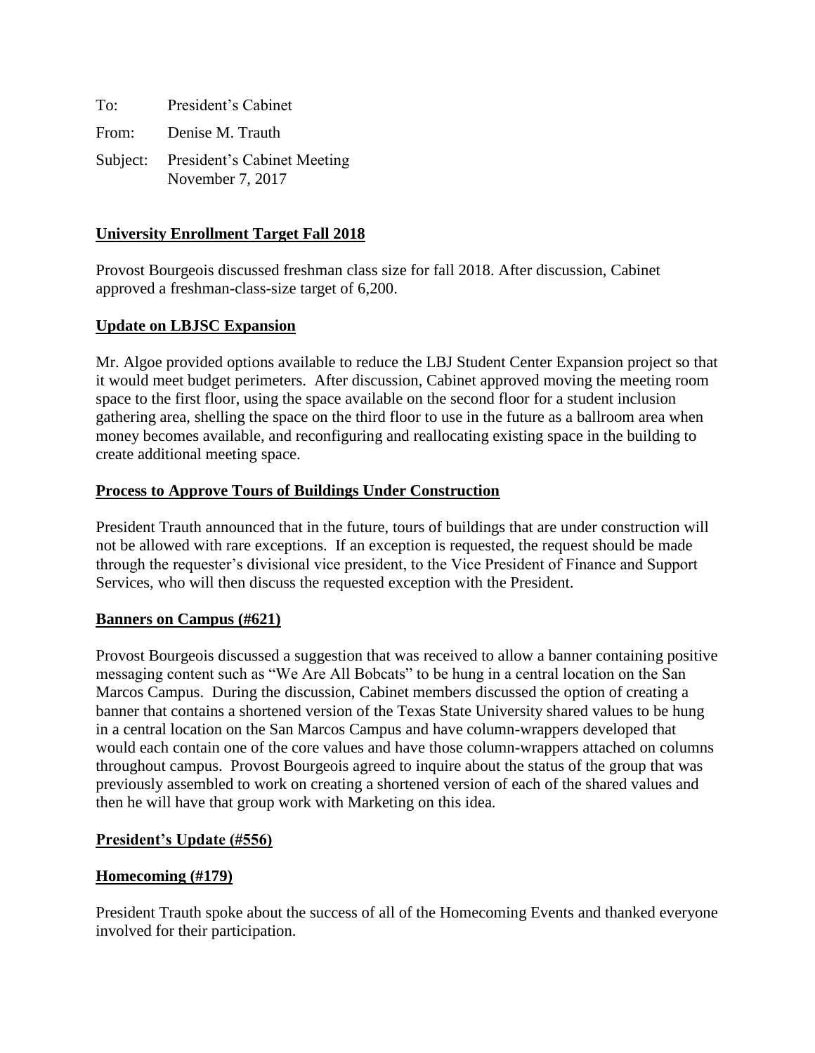To: President's Cabinet

From: Denise M. Trauth

Subject: President's Cabinet Meeting
November 7, 2017

**University Enrollment Target Fall 2018**

Provost Bourgeois discussed freshman class size for fall 2018. After discussion, Cabinet approved a freshman-class-size target of 6,200.

**Update on LBJSC Expansion**

Mr. Algoe provided options available to reduce the LBJ Student Center Expansion project so that it would meet budget perimeters. After discussion, Cabinet approved moving the meeting room space to the first floor, using the space available on the second floor for a student inclusion gathering area, shelling the space on the third floor to use in the future as a ballroom area when money becomes available, and reconfiguring and reallocating existing space in the building to create additional meeting space.

**Process to Approve Tours of Buildings Under Construction**

President Trauth announced that in the future, tours of buildings that are under construction will not be allowed with rare exceptions. If an exception is requested, the request should be made through the requester's divisional vice president, to the Vice President of Finance and Support Services, who will then discuss the requested exception with the President.

**Banners on Campus (#621)**

Provost Bourgeois discussed a suggestion that was received to allow a banner containing positive messaging content such as "We Are All Bobcats" to be hung in a central location on the San Marcos Campus. During the discussion, Cabinet members discussed the option of creating a banner that contains a shortened version of the Texas State University shared values to be hung in a central location on the San Marcos Campus and have column-wrappers developed that would each contain one of the core values and have those column-wrappers attached on columns throughout campus. Provost Bourgeois agreed to inquire about the status of the group that was previously assembled to work on creating a shortened version of each of the shared values and then he will have that group work with Marketing on this idea.

**President's Update (#556)**

**Homecoming (#179)**

President Trauth spoke about the success of all of the Homecoming Events and thanked everyone involved for their participation.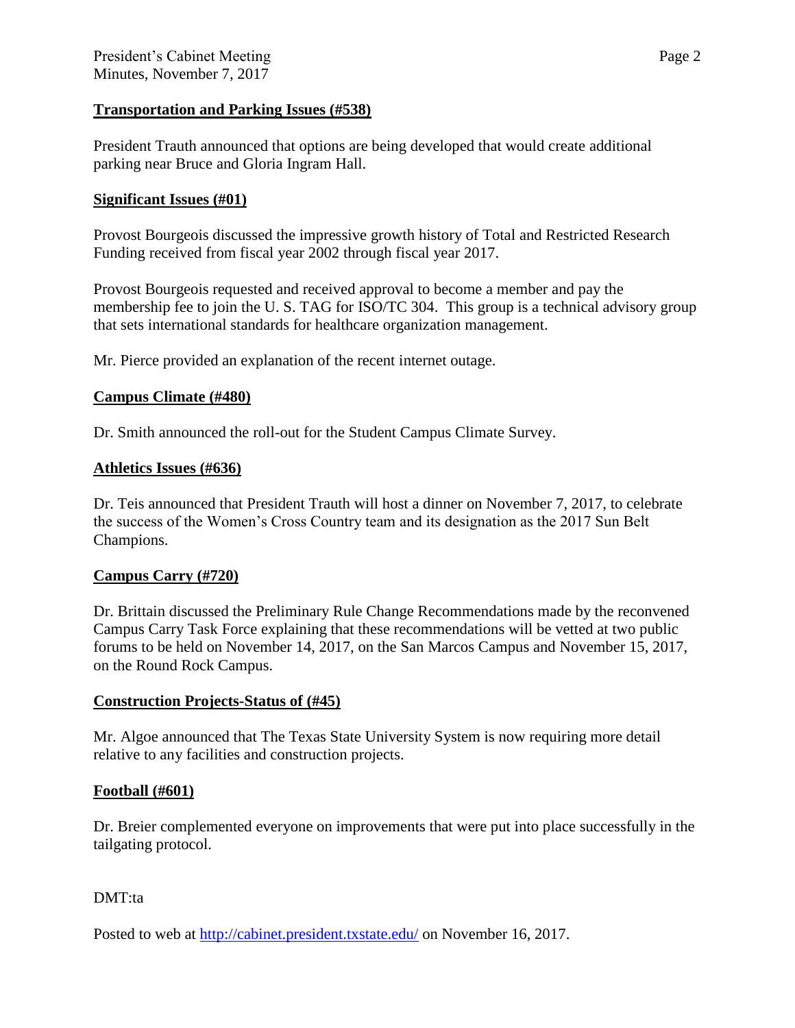**Transportation and Parking Issues (#538)**

President Trauth announced that options are being developed that would create additional parking near Bruce and Gloria Ingram Hall.

**Significant Issues (#01)**

Provost Bourgeois discussed the impressive growth history of Total and Restricted Research Funding received from fiscal year 2002 through fiscal year 2017.

Provost Bourgeois requested and received approval to become a member and pay the membership fee to join the U. S. TAG for ISO/TC 304. This group is a technical advisory group that sets international standards for healthcare organization management.

Mr. Pierce provided an explanation of the recent internet outage.

**Campus Climate (#480)**

Dr. Smith announced the roll-out for the Student Campus Climate Survey.

**Athletics Issues (#636)**

Dr. Teis announced that President Trauth will host a dinner on November 7, 2017, to celebrate the success of the Women's Cross Country team and its designation as the 2017 Sun Belt Champions.

**Campus Carry (#720)**

Dr. Brittain discussed the Preliminary Rule Change Recommendations made by the reconvened Campus Carry Task Force explaining that these recommendations will be vetted at two public forums to be held on November 14, 2017, on the San Marcos Campus and November 15, 2017, on the Round Rock Campus.

**Construction Projects-Status of (#45)**

Mr. Algoe announced that The Texas State University System is now requiring more detail relative to any facilities and construction projects.

**Football (#601)**

Dr. Breier complemented everyone on improvements that were put into place successfully in the tailgating protocol.

DMT:ta

Posted to web at http://cabinet.president.txstate.edu/ on November 16, 2017.